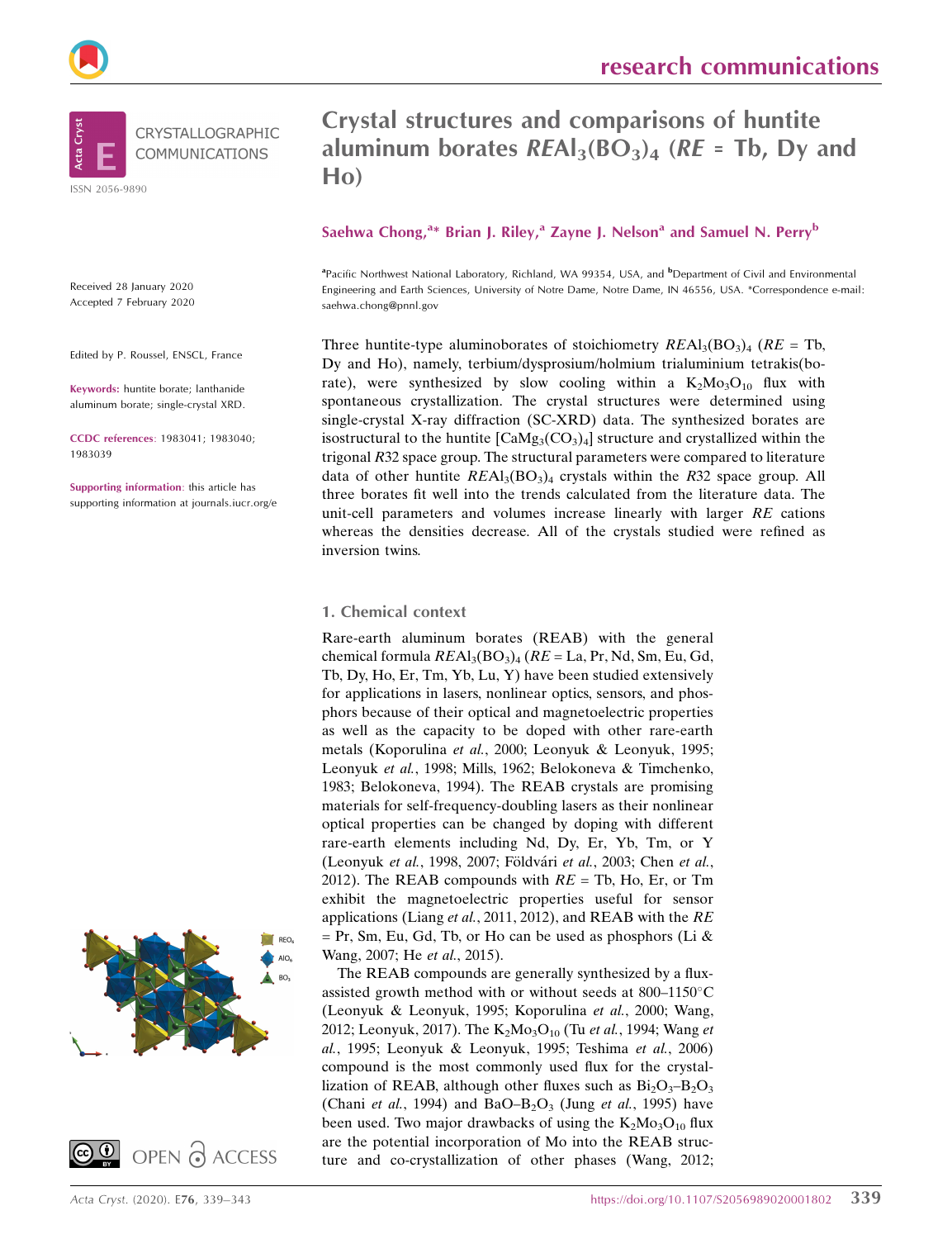CRYSTALLOGRAPHIC COMMUNICATIONS

ISSN 2056-9890

# Crystal structures and comparisons of huntite aluminum borates $REAl_3(BO_3)_4$ (*RE* = Tb, Dy and Ho)

**Saehwa Chong,[a]* Brian J. Riley,[a] Zayne J. Nelson[a] and Samuel N. Perry[b]**

[a]Pacific Northwest National Laboratory, Richland, WA 99354, USA, and [b]Department of Civil and Environmental Engineering and Earth Sciences, University of Notre Dame, Notre Dame, IN 46556, USA. *Correspondence e-mail: saehwa.chong@pnnl.gov

Received 28 January 2020
Accepted 7 February 2020

Edited by P. Roussel, ENSCL, France

**Keywords:** huntite borate; lanthanide aluminum borate; single-crystal XRD.

**CCDC references**: 1983041; 1983040; 1983039

**Supporting information**: this article has supporting information at journals.iucr.org/e

Three huntite-type aluminoborates of stoichiometry $REAl_3(BO_3)_4$ (*RE* = Tb, Dy and Ho), namely, terbium/dysprosium/holmium trialuminium tetrakis(borate), were synthesized by slow cooling within a $K_2Mo_3O_{10}$ flux with spontaneous crystallization. The crystal structures were determined using single-crystal X-ray diffraction (SC-XRD) data. The synthesized borates are isostructural to the huntite [$CaMg_3(CO_3)_4$] structure and crystallized within the trigonal *R*32 space group. The structural parameters were compared to literature data of other huntite $REAl_3(BO_3)_4$ crystals within the *R*32 space group. All three borates fit well into the trends calculated from the literature data. The unit-cell parameters and volumes increase linearly with larger *RE* cations whereas the densities decrease. All of the crystals studied were refined as inversion twins.

## 1. Chemical context

Rare-earth aluminum borates (REAB) with the general chemical formula $REAl_3(BO_3)_4$ (*RE* = La, Pr, Nd, Sm, Eu, Gd, Tb, Dy, Ho, Er, Tm, Yb, Lu, Y) have been studied extensively for applications in lasers, nonlinear optics, sensors, and phosphors because of their optical and magnetoelectric properties as well as the capacity to be doped with other rare-earth metals (Koporulina *et al.*, 2000; Leonyuk & Leonyuk, 1995; Leonyuk *et al.*, 1998; Mills, 1962; Belokoneva & Timchenko, 1983; Belokoneva, 1994). The REAB crystals are promising materials for self-frequency-doubling lasers as their nonlinear optical properties can be changed by doping with different rare-earth elements including Nd, Dy, Er, Yb, Tm, or Y (Leonyuk *et al.*, 1998, 2007; Földvári *et al.*, 2003; Chen *et al.*, 2012). The REAB compounds with *RE* = Tb, Ho, Er, or Tm exhibit the magnetoelectric properties useful for sensor applications (Liang *et al.*, 2011, 2012), and REAB with the *RE* = Pr, Sm, Eu, Gd, Tb, or Ho can be used as phosphors (Li & Wang, 2007; He *et al.*, 2015).

The REAB compounds are generally synthesized by a flux-assisted growth method with or without seeds at 800–1150°C (Leonyuk & Leonyuk, 1995; Koporulina *et al.*, 2000; Wang, 2012; Leonyuk, 2017). The $K_2Mo_3O_{10}$ (Tu *et al.*, 1994; Wang *et al.*, 1995; Leonyuk & Leonyuk, 1995; Teshima *et al.*, 2006) compound is the most commonly used flux for the crystallization of REAB, although other fluxes such as $Bi_2O_3$–$B_2O_3$ (Chani *et al.*, 1994) and BaO–$B_2O_3$ (Jung *et al.*, 1995) have been used. Two major drawbacks of using the $K_2Mo_3O_{10}$ flux are the potential incorporation of Mo into the REAB structure and co-crystallization of other phases (Wang, 2012;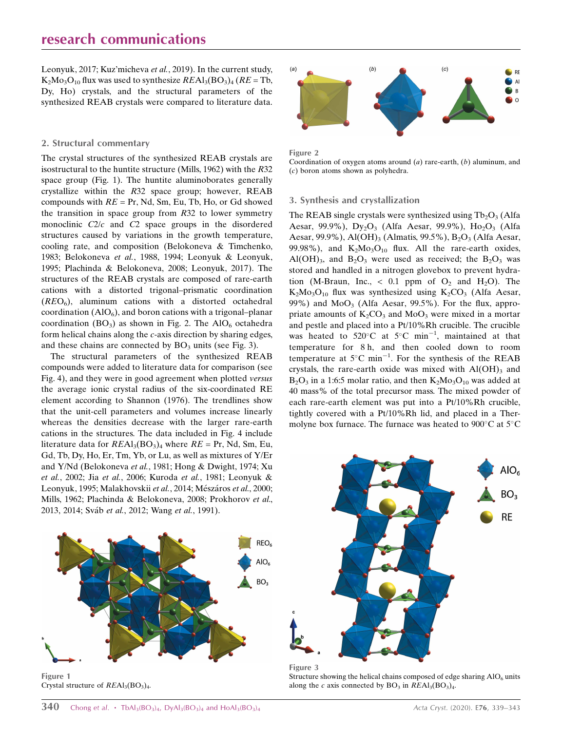Leonyuk, 2017; Kuz'micheva *et al.*, 2019). In the current study, $K_2Mo_3O_{10}$ flux was used to synthesize $RE$Al$_3$(BO$_3$)$_4$ ($RE$ = Tb, Dy, Ho) crystals, and the structural parameters of the synthesized REAB crystals were compared to literature data.

## 2. Structural commentary

The crystal structures of the synthesized REAB crystals are isostructural to the huntite structure (Mills, 1962) with the $R32$ space group (Fig. 1). The huntite aluminoborates generally crystallize within the $R32$ space group; however, REAB compounds with $RE$ = Pr, Nd, Sm, Eu, Tb, Ho, or Gd showed the transition in space group from $R32$ to lower symmetry monoclinic $C2/c$ and $C2$ space groups in the disordered structures caused by variations in the growth temperature, cooling rate, and composition (Belokoneva & Timchenko, 1983; Belokoneva *et al.*, 1988, 1994; Leonyuk & Leonyuk, 1995; Plachinda & Belokoneva, 2008; Leonyuk, 2017). The structures of the REAB crystals are composed of rare-earth cations with a distorted trigonal–prismatic coordination ($RE$O$_6$), aluminum cations with a distorted octahedral coordination (AlO$_6$), and boron cations with a trigonal–planar coordination (BO$_3$) as shown in Fig. 2. The AlO$_6$ octahedra form helical chains along the $c$-axis direction by sharing edges, and these chains are connected by BO$_3$ units (see Fig. 3).

The structural parameters of the synthesized REAB compounds were added to literature data for comparison (see Fig. 4), and they were in good agreement when plotted *versus* the average ionic crystal radius of the six-coordinated RE element according to Shannon (1976). The trendlines show that the unit-cell parameters and volumes increase linearly whereas the densities decrease with the larger rare-earth cations in the structures. The data included in Fig. 4 include literature data for $RE$Al$_3$(BO$_3$)$_4$ where $RE$ = Pr, Nd, Sm, Eu, Gd, Tb, Dy, Ho, Er, Tm, Yb, or Lu, as well as mixtures of Y/Er and Y/Nd (Belokoneva *et al.*, 1981; Hong & Dwight, 1974; Xu *et al.*, 2002; Jia *et al.*, 2006; Kuroda *et al.*, 1981; Leonyuk & Leonyuk, 1995; Malakhovskii *et al.*, 2014; Mészáros *et al.*, 2000; Mills, 1962; Plachinda & Belokoneva, 2008; Prokhorov *et al.*, 2013, 2014; Sváb *et al.*, 2012; Wang *et al.*, 1991).

Figure 1
Crystal structure of $RE$Al$_3$(BO$_3$)$_4$.

Figure 2
Coordination of oxygen atoms around (*a*) rare-earth, (*b*) aluminum, and (*c*) boron atoms shown as polyhedra.

## 3. Synthesis and crystallization

The REAB single crystals were synthesized using $Tb_2O_3$ (Alfa Aesar, 99.9%), $Dy_2O_3$ (Alfa Aesar, 99.9%), $Ho_2O_3$ (Alfa Aesar, 99.9%), Al(OH)$_3$ (Almatis, 99.5%), $B_2O_3$ (Alfa Aesar, 99.98%), and $K_2Mo_3O_{10}$ flux. All the rare-earth oxides, Al(OH)$_3$, and $B_2O_3$ were used as received; the $B_2O_3$ was stored and handled in a nitrogen glovebox to prevent hydration (M-Braun, Inc., < 0.1 ppm of $O_2$ and $H_2O$). The $K_2Mo_3O_{10}$ flux was synthesized using $K_2CO_3$ (Alfa Aesar, 99%) and $MoO_3$ (Alfa Aesar, 99.5%). For the flux, appropriate amounts of $K_2CO_3$ and $MoO_3$ were mixed in a mortar and pestle and placed into a Pt/10%Rh crucible. The crucible was heated to 520°C at 5°C min$^{-1}$, maintained at that temperature for 8 h, and then cooled down to room temperature at 5°C min$^{-1}$. For the synthesis of the REAB crystals, the rare-earth oxide was mixed with Al(OH)$_3$ and $B_2O_3$ in a 1:6:5 molar ratio, and then $K_2Mo_3O_{10}$ was added at 40 mass% of the total precursor mass. The mixed powder of each rare-earth element was put into a Pt/10%Rh crucible, tightly covered with a Pt/10%Rh lid, and placed in a Thermolyne box furnace. The furnace was heated to 900°C at 5°C

Figure 3
Structure showing the helical chains composed of edge sharing AlO$_6$ units along the $c$ axis connected by BO$_3$ in $RE$Al$_3$(BO$_3$)$_4$.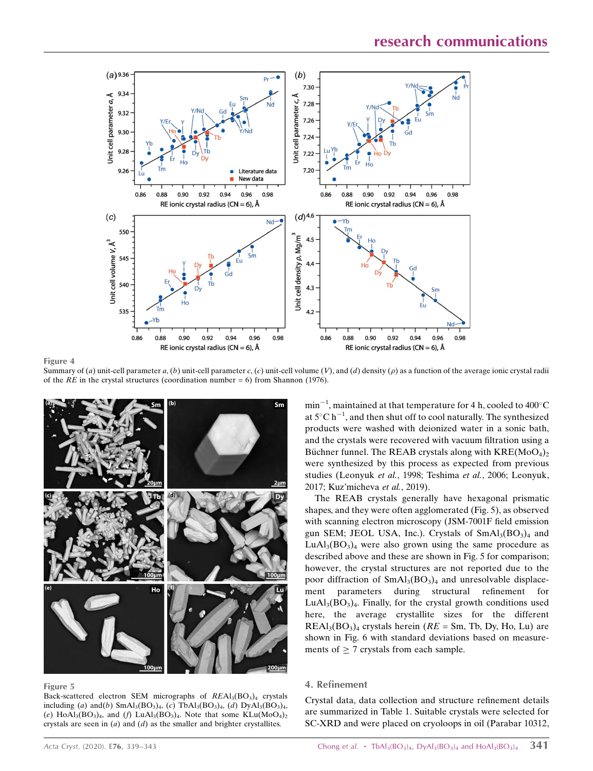Figure 4

Summary of (*a*) unit-cell parameter *a*, (*b*) unit-cell parameter *c*, (*c*) unit-cell volume (*V*), and (*d*) density (*ρ*) as a function of the average ionic crystal radii of the *RE* in the crystal structures (coordination number = 6) from Shannon (1976).

Figure 5

Back-scattered electron SEM micrographs of $REAl_3(BO_3)_4$ crystals including (*a*) and(*b*) $SmAl_3(BO_3)_4$, (*c*) $TbAl_3(BO_3)_4$, (*d*) $DyAl_3(BO_3)_4$, (*e*) $HoAl_3(BO_3)_4$, and (*f*) $LuAl_3(BO_3)_4$. Note that some $KLu(MoO_4)_2$ crystals are seen in (*a*) and (*d*) as the smaller and brighter crystallites.

min$^{-1}$, maintained at that temperature for 4 h, cooled to 400°C at 5°C h$^{-1}$, and then shut off to cool naturally. The synthesized products were washed with deionized water in a sonic bath, and the crystals were recovered with vacuum filtration using a Büchner funnel. The REAB crystals along with $KRE(MoO_4)_2$ were synthesized by this process as expected from previous studies (Leonyuk *et al.*, 1998; Teshima *et al.*, 2006; Leonyuk, 2017; Kuz'micheva *et al.*, 2019).

The REAB crystals generally have hexagonal prismatic shapes, and they were often agglomerated (Fig. 5), as observed with scanning electron microscopy (JSM-7001F field emission gun SEM; JEOL USA, Inc.). Crystals of $SmAl_3(BO_3)_4$ and $LuAl_3(BO_3)_4$ were also grown using the same procedure as described above and these are shown in Fig. 5 for comparison; however, the crystal structures are not reported due to the poor diffraction of $SmAl_3(BO_3)_4$ and unresolvable displacement parameters during structural refinement for $LuAl_3(BO_3)_4$. Finally, for the crystal growth conditions used here, the average crystallite sizes for the different $REAl_3(BO_3)_4$ crystals herein (*RE* = Sm, Tb, Dy, Ho, Lu) are shown in Fig. 6 with standard deviations based on measurements of ≥ 7 crystals from each sample.

## 4. Refinement

Crystal data, data collection and structure refinement details are summarized in Table 1. Suitable crystals were selected for SC-XRD and were placed on cryoloops in oil (Parabar 10312,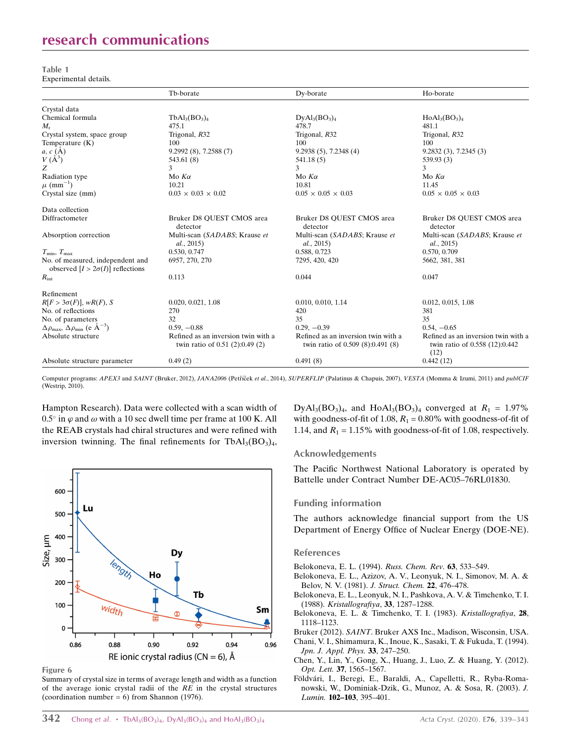**Table 1**
Experimental details.

| | Tb-borate | Dy-borate | Ho-borate |
|---|---|---|---|
| Crystal data | | | |
| Chemical formula | $TbAl_3(BO_3)_4$ | $DyAl_3(BO_3)_4$ | $HoAl_3(BO_3)_4$ |
| $M_r$ | 475.1 | 478.7 | 481.1 |
| Crystal system, space group | Trigonal, *R*32 | Trigonal, *R*32 | Trigonal, *R*32 |
| Temperature (K) | 100 | 100 | 100 |
| *a*, *c* (Å) | 9.2992 (8), 7.2588 (7) | 9.2938 (5), 7.2348 (4) | 9.2832 (3), 7.2345 (3) |
| *V* ($Å^3$) | 543.61 (8) | 541.18 (5) | 539.93 (3) |
| *Z* | 3 | 3 | 3 |
| Radiation type | Mo *Kα* | Mo *Kα* | Mo *Kα* |
| $\mu$ ($mm^{-1}$) | 10.21 | 10.81 | 11.45 |
| Crystal size (mm) | 0.03 × 0.03 × 0.02 | 0.05 × 0.05 × 0.03 | 0.05 × 0.05 × 0.03 |
| Data collection | | | |
| Diffractometer | Bruker D8 QUEST CMOS area detector | Bruker D8 QUEST CMOS area detector | Bruker D8 QUEST CMOS area detector |
| Absorption correction | Multi-scan (*SADABS*; Krause *et al.*, 2015) | Multi-scan (*SADABS*; Krause *et al.*, 2015) | Multi-scan (*SADABS*; Krause *et al.*, 2015) |
| $T_{min}$, $T_{max}$ | 0.530, 0.747 | 0.588, 0.723 | 0.570, 0.709 |
| No. of measured, independent and observed [$I > 2\sigma(I)$] reflections | 6957, 270, 270 | 7295, 420, 420 | 5662, 381, 381 |
| $R_{int}$ | 0.113 | 0.044 | 0.047 |
| Refinement | | | |
| $R[F > 3\sigma(F)]$, $wR(F)$, $S$ | 0.020, 0.021, 1.08 | 0.010, 0.010, 1.14 | 0.012, 0.015, 1.08 |
| No. of reflections | 270 | 420 | 381 |
| No. of parameters | 32 | 35 | 35 |
| $\Delta\rho_{max}$, $\Delta\rho_{min}$ (e $Å^{-3}$) | 0.59, −0.88 | 0.29, −0.39 | 0.54, −0.65 |
| Absolute structure | Refined as an inversion twin with a twin ratio of 0.51 (2):0.49 (2) | Refined as an inversion twin with a twin ratio of 0.509 (8):0.491 (8) | Refined as an inversion twin with a twin ratio of 0.558 (12):0.442 (12) |
| Absolute structure parameter | 0.49 (2) | 0.491 (8) | 0.442 (12) |

Computer programs: *APEX3* and *SAINT* (Bruker, 2012), *JANA2006* (Petříček *et al.*, 2014), *SUPERFLIP* (Palatinus & Chapuis, 2007), *VESTA* (Momma & Izumi, 2011) and *publCIF* (Westrip, 2010).

Hampton Research). Data were collected with a scan width of 0.5° in $\varphi$ and $\omega$ with a 10 sec dwell time per frame at 100 K. All the REAB crystals had chiral structures and were refined with inversion twinning. The final refinements for $TbAl_3(BO_3)_4$, $DyAl_3(BO_3)_4$, and $HoAl_3(BO_3)_4$ converged at $R_1$ = 1.97% with goodness-of-fit of 1.08, $R_1$ = 0.80% with goodness-of-fit of 1.14, and $R_1$ = 1.15% with goodness-of-fit of 1.08, respectively.

**Figure 6**
Summary of crystal size in terms of average length and width as a function of the average ionic crystal radii of the *RE* in the crystal structures (coordination number = 6) from Shannon (1976).

## Acknowledgements

The Pacific Northwest National Laboratory is operated by Battelle under Contract Number DE-AC05–76RL01830.

## Funding information

The authors acknowledge financial support from the US Department of Energy Office of Nuclear Energy (DOE-NE).

## References

Belokoneva, E. L. (1994). *Russ. Chem. Rev.* **63**, 533–549.
Belokoneva, E. L., Azizov, A. V., Leonyuk, N. I., Simonov, M. A. & Belov, N. V. (1981). *J. Struct. Chem.* **22**, 476–478.
Belokoneva, E. L., Leonyuk, N. I., Pashkova, A. V. & Timchenko, T. I. (1988). *Kristallografiya*, **33**, 1287–1288.
Belokoneva, E. L. & Timchenko, T. I. (1983). *Kristallografiya*, **28**, 1118–1123.
Bruker (2012). *SAINT*. Bruker AXS Inc., Madison, Wisconsin, USA.
Chani, V. I., Shimamura, K., Inoue, K., Sasaki, T. & Fukuda, T. (1994). *Jpn. J. Appl. Phys.* **33**, 247–250.
Chen, Y., Lin, Y., Gong, X., Huang, J., Luo, Z. & Huang, Y. (2012). *Opt. Lett.* **37**, 1565–1567.
Földvári, I., Beregi, E., Baraldi, A., Capelletti, R., Ryba-Romanowski, W., Dominiak-Dzik, G., Munoz, A. & Sosa, R. (2003). *J. Lumin.* **102–103**, 395–401.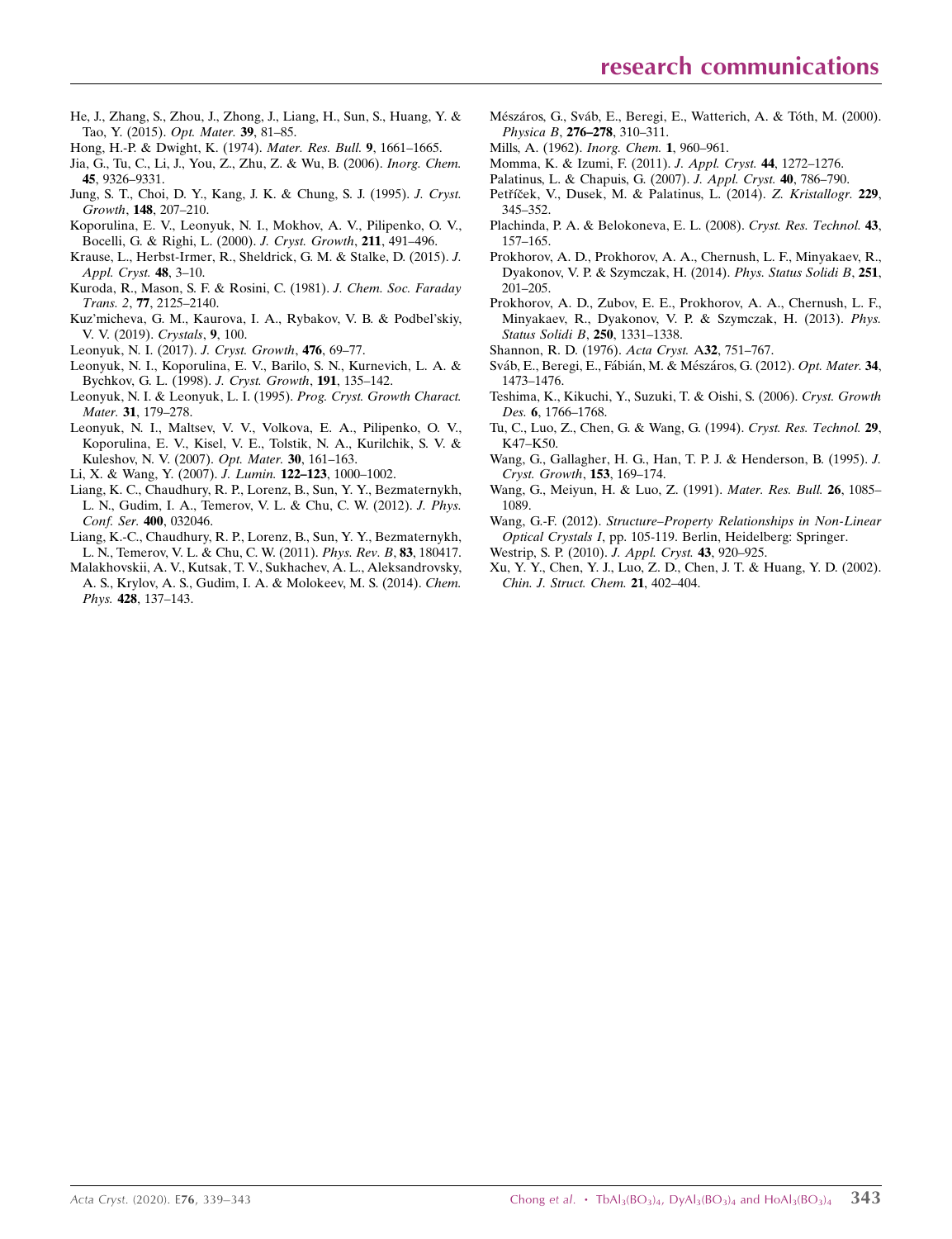He, J., Zhang, S., Zhou, J., Zhong, J., Liang, H., Sun, S., Huang, Y. & Tao, Y. (2015). *Opt. Mater.* **39**, 81–85.

Hong, H.-P. & Dwight, K. (1974). *Mater. Res. Bull.* **9**, 1661–1665.

Jia, G., Tu, C., Li, J., You, Z., Zhu, Z. & Wu, B. (2006). *Inorg. Chem.* **45**, 9326–9331.

Jung, S. T., Choi, D. Y., Kang, J. K. & Chung, S. J. (1995). *J. Cryst. Growth*, **148**, 207–210.

Koporulina, E. V., Leonyuk, N. I., Mokhov, A. V., Pilipenko, O. V., Bocelli, G. & Righi, L. (2000). *J. Cryst. Growth*, **211**, 491–496.

Krause, L., Herbst-Irmer, R., Sheldrick, G. M. & Stalke, D. (2015). *J. Appl. Cryst.* **48**, 3–10.

Kuroda, R., Mason, S. F. & Rosini, C. (1981). *J. Chem. Soc. Faraday Trans. 2*, **77**, 2125–2140.

Kuz'micheva, G. M., Kaurova, I. A., Rybakov, V. B. & Podbel'skiy, V. V. (2019). *Crystals*, **9**, 100.

Leonyuk, N. I. (2017). *J. Cryst. Growth*, **476**, 69–77.

Leonyuk, N. I., Koporulina, E. V., Barilo, S. N., Kurnevich, L. A. & Bychkov, G. L. (1998). *J. Cryst. Growth*, **191**, 135–142.

Leonyuk, N. I. & Leonyuk, L. I. (1995). *Prog. Cryst. Growth Charact. Mater.* **31**, 179–278.

Leonyuk, N. I., Maltsev, V. V., Volkova, E. A., Pilipenko, O. V., Koporulina, E. V., Kisel, V. E., Tolstik, N. A., Kurilchik, S. V. & Kuleshov, N. V. (2007). *Opt. Mater.* **30**, 161–163.

Li, X. & Wang, Y. (2007). *J. Lumin.* **122–123**, 1000–1002.

Liang, K. C., Chaudhury, R. P., Lorenz, B., Sun, Y. Y., Bezmaternykh, L. N., Gudim, I. A., Temerov, V. L. & Chu, C. W. (2012). *J. Phys. Conf. Ser.* **400**, 032046.

Liang, K.-C., Chaudhury, R. P., Lorenz, B., Sun, Y. Y., Bezmaternykh, L. N., Temerov, V. L. & Chu, C. W. (2011). *Phys. Rev. B*, **83**, 180417.

Malakhovskii, A. V., Kutsak, T. V., Sukhachev, A. L., Aleksandrovsky, A. S., Krylov, A. S., Gudim, I. A. & Molokeev, M. S. (2014). *Chem. Phys.* **428**, 137–143.

Mészáros, G., Sváb, E., Beregi, E., Watterich, A. & Tóth, M. (2000). *Physica B*, **276–278**, 310–311.

Mills, A. (1962). *Inorg. Chem.* **1**, 960–961.

Momma, K. & Izumi, F. (2011). *J. Appl. Cryst.* **44**, 1272–1276.

Palatinus, L. & Chapuis, G. (2007). *J. Appl. Cryst.* **40**, 786–790.

Petříček, V., Dusek, M. & Palatinus, L. (2014). *Z. Kristallogr.* **229**, 345–352.

Plachinda, P. A. & Belokoneva, E. L. (2008). *Cryst. Res. Technol.* **43**, 157–165.

Prokhorov, A. D., Prokhorov, A. A., Chernush, L. F., Minyakaev, R., Dyakonov, V. P. & Szymczak, H. (2014). *Phys. Status Solidi B*, **251**, 201–205.

Prokhorov, A. D., Zubov, E. E., Prokhorov, A. A., Chernush, L. F., Minyakaev, R., Dyakonov, V. P. & Szymczak, H. (2013). *Phys. Status Solidi B*, **250**, 1331–1338.

Shannon, R. D. (1976). *Acta Cryst.* A**32**, 751–767.

Sváb, E., Beregi, E., Fábián, M. & Mészáros, G. (2012). *Opt. Mater.* **34**, 1473–1476.

Teshima, K., Kikuchi, Y., Suzuki, T. & Oishi, S. (2006). *Cryst. Growth Des.* **6**, 1766–1768.

Tu, C., Luo, Z., Chen, G. & Wang, G. (1994). *Cryst. Res. Technol.* **29**, K47–K50.

Wang, G., Gallagher, H. G., Han, T. P. J. & Henderson, B. (1995). *J. Cryst. Growth*, **153**, 169–174.

Wang, G., Meiyun, H. & Luo, Z. (1991). *Mater. Res. Bull.* **26**, 1085–1089.

Wang, G.-F. (2012). *Structure–Property Relationships in Non-Linear Optical Crystals I*, pp. 105-119. Berlin, Heidelberg: Springer.

Westrip, S. P. (2010). *J. Appl. Cryst.* **43**, 920–925.

Xu, Y. Y., Chen, Y. J., Luo, Z. D., Chen, J. T. & Huang, Y. D. (2002). *Chin. J. Struct. Chem.* **21**, 402–404.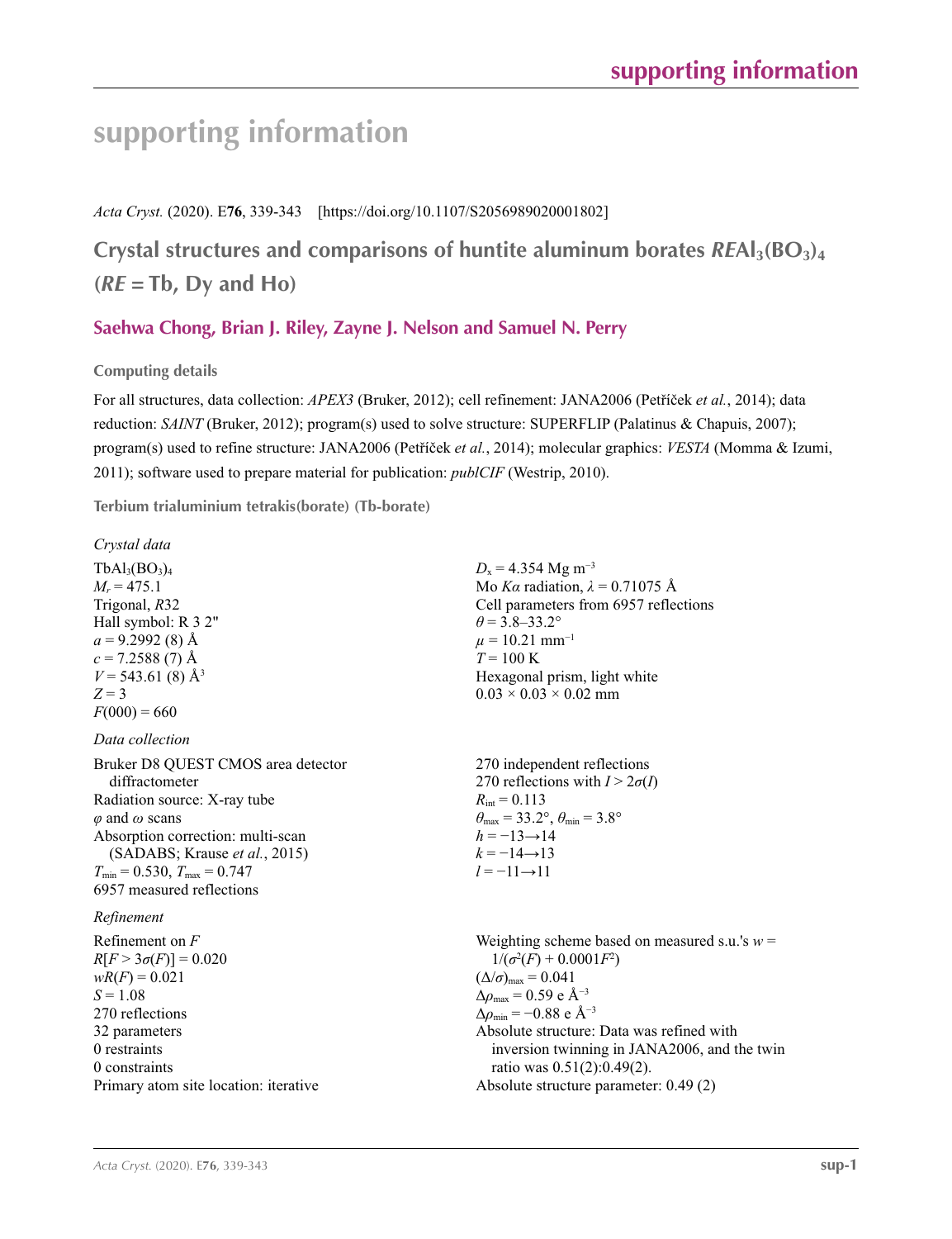# supporting information

*Acta Cryst.* (2020). E**76**, 339-343 [https://doi.org/10.1107/S2056989020001802]

## Crystal structures and comparisons of huntite aluminum borates *RE*$Al_3(BO_3)_4$ (*RE* = Tb, Dy and Ho)

### Saehwa Chong, Brian J. Riley, Zayne J. Nelson and Samuel N. Perry

**Computing details**

For all structures, data collection: *APEX3* (Bruker, 2012); cell refinement: JANA2006 (Petříček *et al.*, 2014); data reduction: *SAINT* (Bruker, 2012); program(s) used to solve structure: SUPERFLIP (Palatinus & Chapuis, 2007); program(s) used to refine structure: JANA2006 (Petříček *et al.*, 2014); molecular graphics: *VESTA* (Momma & Izumi, 2011); software used to prepare material for publication: *publCIF* (Westrip, 2010).

**Terbium trialuminium tetrakis(borate) (Tb-borate)**

*Crystal data*

$TbAl_3(BO_3)_4$
$M_r$ = 475.1
Trigonal, *R*32
Hall symbol: R 3 2"
*a* = 9.2992 (8) Å
*c* = 7.2588 (7) Å
*V* = 543.61 (8) Å$^3$
*Z* = 3
*F*(000) = 660
$D_x$ = 4.354 Mg m$^{-3}$
Mo *Kα* radiation, *λ* = 0.71075 Å
Cell parameters from 6957 reflections
*θ* = 3.8–33.2°
*μ* = 10.21 mm$^{-1}$
*T* = 100 K
Hexagonal prism, light white
0.03 × 0.03 × 0.02 mm

*Data collection*

Bruker D8 QUEST CMOS area detector diffractometer
Radiation source: X-ray tube
*φ* and *ω* scans
Absorption correction: multi-scan (SADABS; Krause *et al.*, 2015)
$T_{min}$ = 0.530, $T_{max}$ = 0.747
6957 measured reflections
270 independent reflections
270 reflections with *I* > 2*σ*(*I*)
$R_{int}$ = 0.113
$\theta_{max}$ = 33.2°, $\theta_{min}$ = 3.8°
*h* = −13→14
*k* = −14→13
*l* = −11→11

*Refinement*

Refinement on *F*
$R[F > 3\sigma(F)]$ = 0.020
$wR(F)$ = 0.021
*S* = 1.08
270 reflections
32 parameters
0 restraints
0 constraints
Primary atom site location: iterative
Weighting scheme based on measured s.u.'s $w = 1/(\sigma^2(F) + 0.0001F^2)$
$(\Delta/\sigma)_{max}$ = 0.041
$\Delta\rho_{max}$ = 0.59 e Å$^{-3}$
$\Delta\rho_{min}$ = −0.88 e Å$^{-3}$
Absolute structure: Data was refined with inversion twinning in JANA2006, and the twin ratio was 0.51(2):0.49(2).
Absolute structure parameter: 0.49 (2)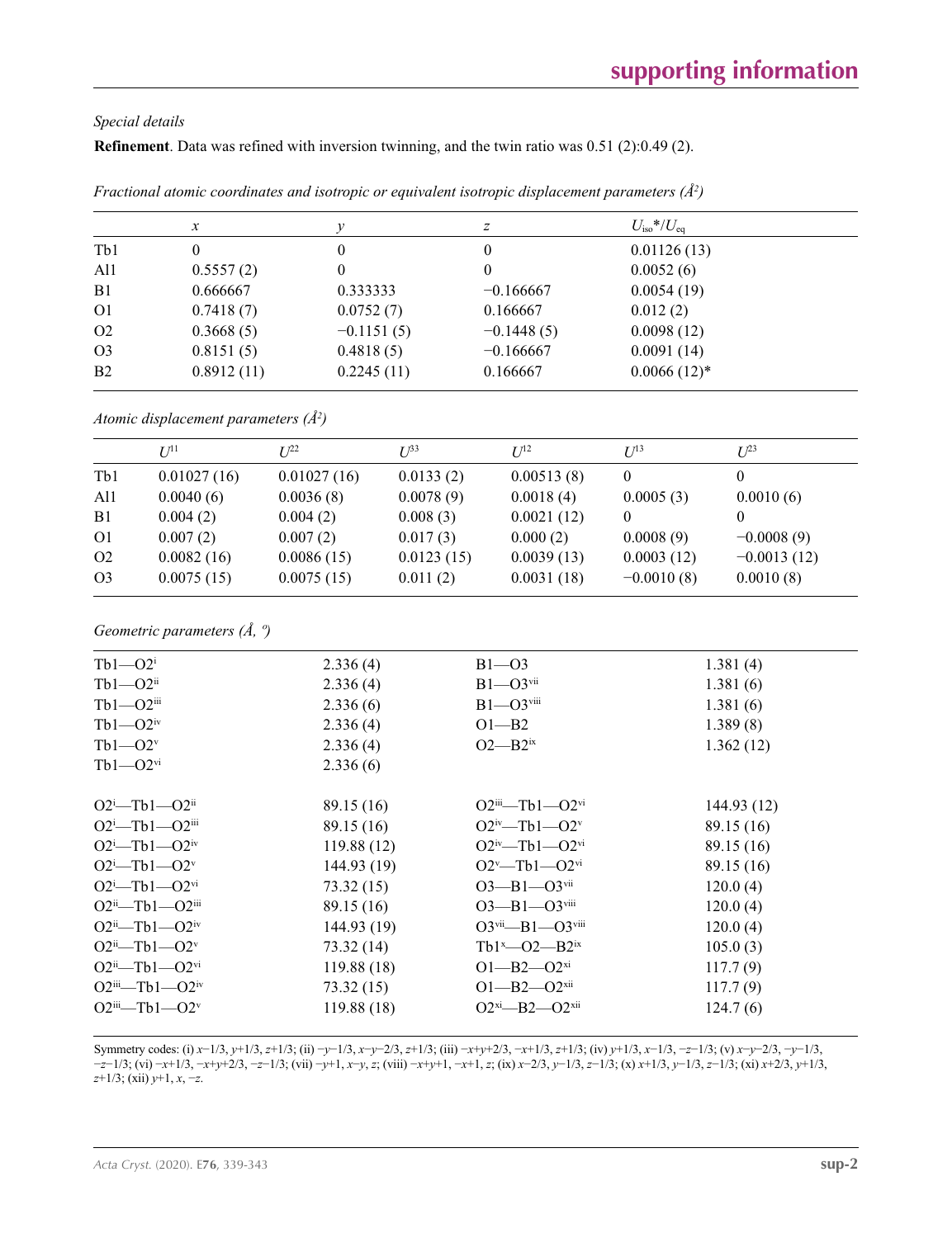*Special details*

**Refinement**. Data was refined with inversion twinning, and the twin ratio was 0.51 (2):0.49 (2).

*Fractional atomic coordinates and isotropic or equivalent isotropic displacement parameters (Å²)*

| | $x$ | $y$ | $z$ | $U_{iso}$*/$U_{eq}$ |
|---|---|---|---|---|
| Tb1 | 0 | 0 | 0 | 0.01126 (13) |
| Al1 | 0.5557 (2) | 0 | 0 | 0.0052 (6) |
| B1 | 0.666667 | 0.333333 | −0.166667 | 0.0054 (19) |
| O1 | 0.7418 (7) | 0.0752 (7) | 0.166667 | 0.012 (2) |
| O2 | 0.3668 (5) | −0.1151 (5) | −0.1448 (5) | 0.0098 (12) |
| O3 | 0.8151 (5) | 0.4818 (5) | −0.166667 | 0.0091 (14) |
| B2 | 0.8912 (11) | 0.2245 (11) | 0.166667 | 0.0066 (12)* |

*Atomic displacement parameters (Å²)*

| | $U^{11}$ | $U^{22}$ | $U^{33}$ | $U^{12}$ | $U^{13}$ | $U^{23}$ |
|---|---|---|---|---|---|---|
| Tb1 | 0.01027 (16) | 0.01027 (16) | 0.0133 (2) | 0.00513 (8) | 0 | 0 |
| Al1 | 0.0040 (6) | 0.0036 (8) | 0.0078 (9) | 0.0018 (4) | 0.0005 (3) | 0.0010 (6) |
| B1 | 0.004 (2) | 0.004 (2) | 0.008 (3) | 0.0021 (12) | 0 | 0 |
| O1 | 0.007 (2) | 0.007 (2) | 0.017 (3) | 0.000 (2) | 0.0008 (9) | −0.0008 (9) |
| O2 | 0.0082 (16) | 0.0086 (15) | 0.0123 (15) | 0.0039 (13) | 0.0003 (12) | −0.0013 (12) |
| O3 | 0.0075 (15) | 0.0075 (15) | 0.011 (2) | 0.0031 (18) | −0.0010 (8) | 0.0010 (8) |

*Geometric parameters (Å, º)*

| | | | |
|---|---|---|---|
| Tb1—O2$^{i}$ | 2.336 (4) | B1—O3 | 1.381 (4) |
| Tb1—O2$^{ii}$ | 2.336 (4) | B1—O3$^{vii}$ | 1.381 (6) |
| Tb1—O2$^{iii}$ | 2.336 (6) | B1—O3$^{viii}$ | 1.381 (6) |
| Tb1—O2$^{iv}$ | 2.336 (4) | O1—B2 | 1.389 (8) |
| Tb1—O2$^{v}$ | 2.336 (4) | O2—B2$^{ix}$ | 1.362 (12) |
| Tb1—O2$^{vi}$ | 2.336 (6) | | |
| | | | |
| O2$^{i}$—Tb1—O2$^{ii}$ | 89.15 (16) | O2$^{iii}$—Tb1—O2$^{vi}$ | 144.93 (12) |
| O2$^{i}$—Tb1—O2$^{iii}$ | 89.15 (16) | O2$^{iv}$—Tb1—O2$^{v}$ | 89.15 (16) |
| O2$^{i}$—Tb1—O2$^{iv}$ | 119.88 (12) | O2$^{iv}$—Tb1—O2$^{vi}$ | 89.15 (16) |
| O2$^{i}$—Tb1—O2$^{v}$ | 144.93 (19) | O2$^{v}$—Tb1—O2$^{vi}$ | 89.15 (16) |
| O2$^{i}$—Tb1—O2$^{vi}$ | 73.32 (15) | O3—B1—O3$^{vii}$ | 120.0 (4) |
| O2$^{ii}$—Tb1—O2$^{iii}$ | 89.15 (16) | O3—B1—O3$^{viii}$ | 120.0 (4) |
| O2$^{ii}$—Tb1—O2$^{iv}$ | 144.93 (19) | O3$^{vii}$—B1—O3$^{viii}$ | 120.0 (4) |
| O2$^{ii}$—Tb1—O2$^{v}$ | 73.32 (14) | Tb1$^{x}$—O2—B2$^{ix}$ | 105.0 (3) |
| O2$^{ii}$—Tb1—O2$^{vi}$ | 119.88 (18) | O1—B2—O2$^{xi}$ | 117.7 (9) |
| O2$^{iii}$—Tb1—O2$^{iv}$ | 73.32 (15) | O1—B2—O2$^{xii}$ | 117.7 (9) |
| O2$^{iii}$—Tb1—O2$^{v}$ | 119.88 (18) | O2$^{xi}$—B2—O2$^{xii}$ | 124.7 (6) |

Symmetry codes: (i) $x-1/3, y+1/3, z+1/3$; (ii) $-y-1/3, x-y-2/3, z+1/3$; (iii) $-x+y+2/3, -x+1/3, z+1/3$; (iv) $y+1/3, x-1/3, -z-1/3$; (v) $x-y-2/3, -y-1/3, -z-1/3$; (vi) $-x+1/3, -x+y+2/3, -z-1/3$; (vii) $-y+1, x-y, z$; (viii) $-x+y+1, -x+1, z$; (ix) $x-2/3, y-1/3, z-1/3$; (x) $x+1/3, y-1/3, z-1/3$; (xi) $x+2/3, y+1/3, z+1/3$; (xii) $y+1, x, -z$.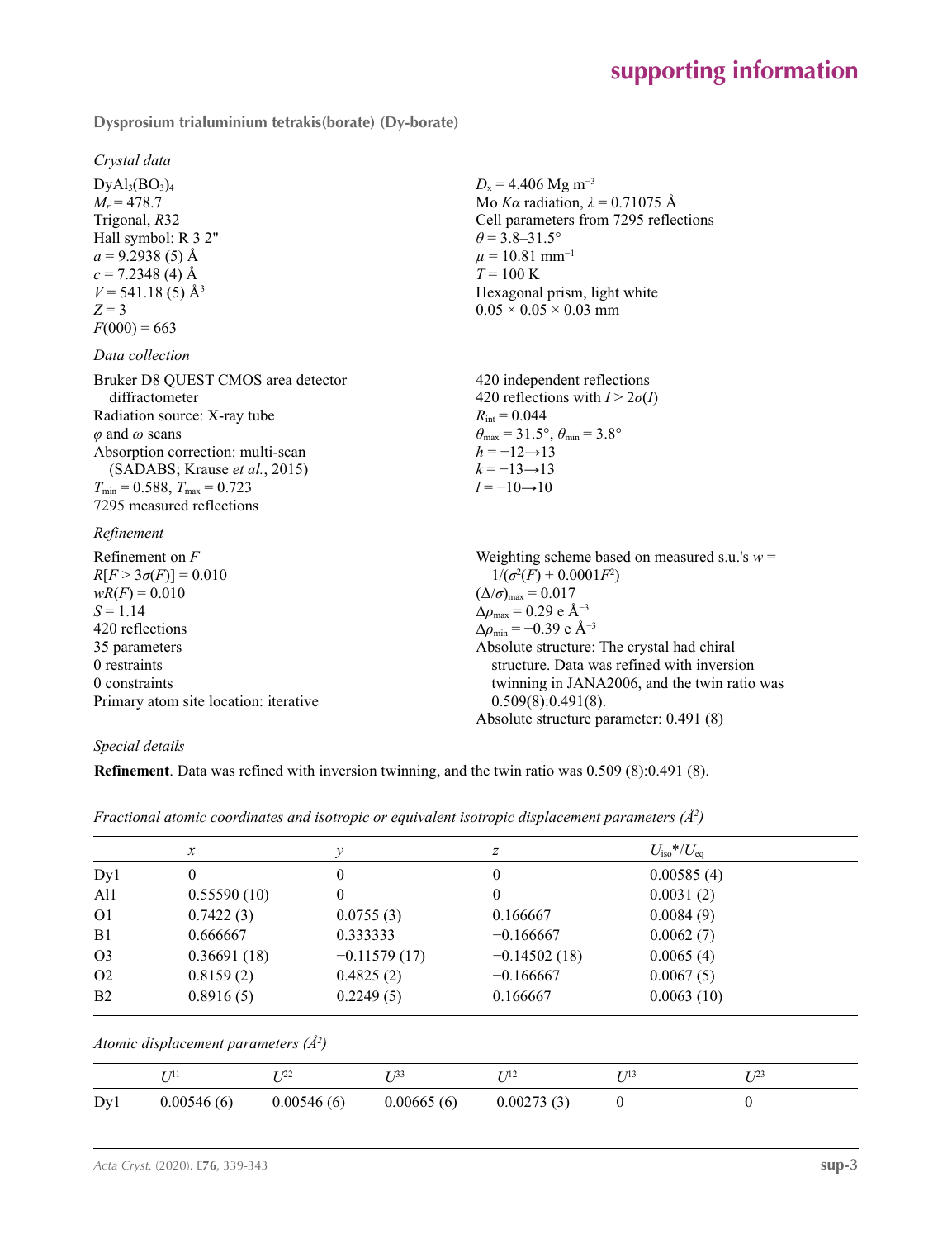**Dysprosium trialuminium tetrakis(borate) (Dy-borate)**

*Crystal data*

$DyAl_3(BO_3)_4$
$M_r$ = 478.7
Trigonal, *R*32
Hall symbol: R 3 2"
*a* = 9.2938 (5) Å
*c* = 7.2348 (4) Å
*V* = 541.18 (5) Å$^3$
*Z* = 3
*F*(000) = 663

$D_x$ = 4.406 Mg m$^{-3}$
Mo *Kα* radiation, *λ* = 0.71075 Å
Cell parameters from 7295 reflections
*θ* = 3.8–31.5°
*μ* = 10.81 mm$^{-1}$
*T* = 100 K
Hexagonal prism, light white
0.05 × 0.05 × 0.03 mm

*Data collection*

Bruker D8 QUEST CMOS area detector diffractometer
Radiation source: X-ray tube
*φ* and *ω* scans
Absorption correction: multi-scan (SADABS; Krause *et al.*, 2015)
$T_{min}$ = 0.588, $T_{max}$ = 0.723
7295 measured reflections

420 independent reflections
420 reflections with $I > 2\sigma(I)$
$R_{int}$ = 0.044
$\theta_{max}$ = 31.5°, $\theta_{min}$ = 3.8°
*h* = −12→13
*k* = −13→13
*l* = −10→10

*Refinement*

Refinement on *F*
$R[F > 3\sigma(F)]$ = 0.010
$wR(F)$ = 0.010
*S* = 1.14
420 reflections
35 parameters
0 restraints
0 constraints
Primary atom site location: iterative

Weighting scheme based on measured s.u.'s $w = 1/(\sigma^2(F) + 0.0001F^2)$
$(\Delta/\sigma)_{max}$ = 0.017
$\Delta\rho_{max}$ = 0.29 e Å$^{-3}$
$\Delta\rho_{min}$ = −0.39 e Å$^{-3}$
Absolute structure: The crystal had chiral structure. Data was refined with inversion twinning in JANA2006, and the twin ratio was 0.509(8):0.491(8).
Absolute structure parameter: 0.491 (8)

*Special details*

**Refinement**. Data was refined with inversion twinning, and the twin ratio was 0.509 (8):0.491 (8).

*Fractional atomic coordinates and isotropic or equivalent isotropic displacement parameters (Å$^2$)*

| | *x* | *y* | *z* | $U_{iso}$*/$U_{eq}$ |
|---|---|---|---|---|
| Dy1 | 0 | 0 | 0 | 0.00585 (4) |
| Al1 | 0.55590 (10) | 0 | 0 | 0.0031 (2) |
| O1 | 0.7422 (3) | 0.0755 (3) | 0.166667 | 0.0084 (9) |
| B1 | 0.666667 | 0.333333 | −0.166667 | 0.0062 (7) |
| O3 | 0.36691 (18) | −0.11579 (17) | −0.14502 (18) | 0.0065 (4) |
| O2 | 0.8159 (2) | 0.4825 (2) | −0.166667 | 0.0067 (5) |
| B2 | 0.8916 (5) | 0.2249 (5) | 0.166667 | 0.0063 (10) |

*Atomic displacement parameters (Å$^2$)*

| | $U^{11}$ | $U^{22}$ | $U^{33}$ | $U^{12}$ | $U^{13}$ | $U^{23}$ |
|---|---|---|---|---|---|---|
| Dy1 | 0.00546 (6) | 0.00546 (6) | 0.00665 (6) | 0.00273 (3) | 0 | 0 |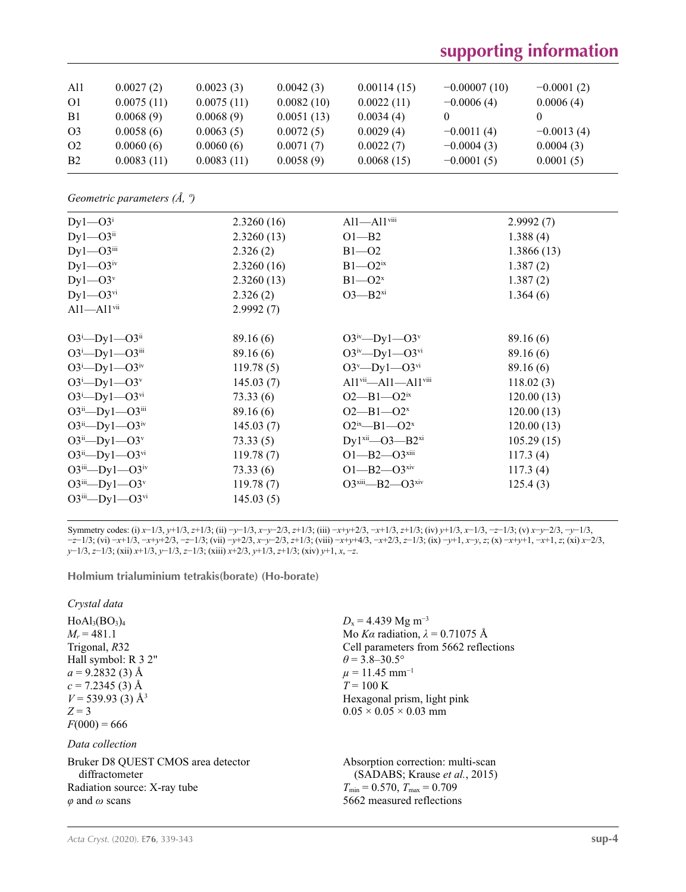| Al1 | 0.0027 (2) | 0.0023 (3) | 0.0042 (3) | 0.00114 (15) | −0.00007 (10) | −0.0001 (2) |
|---|---|---|---|---|---|---|
| O1 | 0.0075 (11) | 0.0075 (11) | 0.0082 (10) | 0.0022 (11) | −0.0006 (4) | 0.0006 (4) |
| B1 | 0.0068 (9) | 0.0068 (9) | 0.0051 (13) | 0.0034 (4) | 0 | 0 |
| O3 | 0.0058 (6) | 0.0063 (5) | 0.0072 (5) | 0.0029 (4) | −0.0011 (4) | −0.0013 (4) |
| O2 | 0.0060 (6) | 0.0060 (6) | 0.0071 (7) | 0.0022 (7) | −0.0004 (3) | 0.0004 (3) |
| B2 | 0.0083 (11) | 0.0083 (11) | 0.0058 (9) | 0.0068 (15) | −0.0001 (5) | 0.0001 (5) |

*Geometric parameters (Å, º)*

| | | | |
|---|---|---|---|
| Dy1—O3$^{i}$ | 2.3260 (16) | Al1—Al1$^{viii}$ | 2.9992 (7) |
| Dy1—O3$^{ii}$ | 2.3260 (13) | O1—B2 | 1.388 (4) |
| Dy1—O3$^{iii}$ | 2.326 (2) | B1—O2 | 1.3866 (13) |
| Dy1—O3$^{iv}$ | 2.3260 (16) | B1—O2$^{ix}$ | 1.387 (2) |
| Dy1—O3$^{v}$ | 2.3260 (13) | B1—O2$^{x}$ | 1.387 (2) |
| Dy1—O3$^{vi}$ | 2.326 (2) | O3—B2$^{xi}$ | 1.364 (6) |
| Al1—Al1$^{vii}$ | 2.9992 (7) | | |
| | | | |
| O3$^{i}$—Dy1—O3$^{ii}$ | 89.16 (6) | O3$^{iv}$—Dy1—O3$^{v}$ | 89.16 (6) |
| O3$^{i}$—Dy1—O3$^{iii}$ | 89.16 (6) | O3$^{iv}$—Dy1—O3$^{vi}$ | 89.16 (6) |
| O3$^{i}$—Dy1—O3$^{iv}$ | 119.78 (5) | O3$^{v}$—Dy1—O3$^{vi}$ | 89.16 (6) |
| O3$^{i}$—Dy1—O3$^{v}$ | 145.03 (7) | Al1$^{vii}$—Al1—Al1$^{viii}$ | 118.02 (3) |
| O3$^{i}$—Dy1—O3$^{vi}$ | 73.33 (6) | O2—B1—O2$^{ix}$ | 120.00 (13) |
| O3$^{ii}$—Dy1—O3$^{iii}$ | 89.16 (6) | O2—B1—O2$^{x}$ | 120.00 (13) |
| O3$^{ii}$—Dy1—O3$^{iv}$ | 145.03 (7) | O2$^{ix}$—B1—O2$^{x}$ | 120.00 (13) |
| O3$^{ii}$—Dy1—O3$^{v}$ | 73.33 (5) | Dy1$^{xii}$—O3—B2$^{xi}$ | 105.29 (15) |
| O3$^{ii}$—Dy1—O3$^{vi}$ | 119.78 (7) | O1—B2—O3$^{xiii}$ | 117.3 (4) |
| O3$^{iii}$—Dy1—O3$^{iv}$ | 73.33 (6) | O1—B2—O3$^{xiv}$ | 117.3 (4) |
| O3$^{iii}$—Dy1—O3$^{v}$ | 119.78 (7) | O3$^{xiii}$—B2—O3$^{xiv}$ | 125.4 (3) |
| O3$^{iii}$—Dy1—O3$^{vi}$ | 145.03 (5) | | |

Symmetry codes: (i) $x-1/3, y+1/3, z+1/3$; (ii) $-y-1/3, x-y-2/3, z+1/3$; (iii) $-x+y+2/3, -x+1/3, z+1/3$; (iv) $y+1/3, x-1/3, -z-1/3$; (v) $x-y-2/3, -y-1/3, -z-1/3$; (vi) $-x+1/3, -x+y+2/3, -z-1/3$; (vii) $-y+2/3, x-y-2/3, z+1/3$; (viii) $-x+y+4/3, -x+2/3, z-1/3$; (ix) $-y+1, x-y, z$; (x) $-x+y+1, -x+1, z$; (xi) $x-2/3, y-1/3, z-1/3$; (xii) $x+1/3, y-1/3, z-1/3$; (xiii) $x+2/3, y+1/3, z+1/3$; (xiv) $y+1, x, -z$.

## Holmium trialuminium tetrakis(borate) (Ho-borate)

*Crystal data*

$HoAl_3(BO_3)_4$
$M_r = 481.1$
Trigonal, $R32$
Hall symbol: R 3 2"
$a = 9.2832$ (3) Å
$c = 7.2345$ (3) Å
$V = 539.93$ (3) Å$^3$
$Z = 3$
$F(000) = 666$
$D_x = 4.439$ Mg m$^{-3}$
Mo $K\alpha$ radiation, $\lambda = 0.71075$ Å
Cell parameters from 5662 reflections
$\theta = 3.8$–$30.5°$
$\mu = 11.45$ mm$^{-1}$
$T = 100$ K
Hexagonal prism, light pink
0.05 × 0.05 × 0.03 mm

*Data collection*

Bruker D8 QUEST CMOS area detector diffractometer
Radiation source: X-ray tube
$\varphi$ and $\omega$ scans
Absorption correction: multi-scan (SADABS; Krause *et al.*, 2015)
$T_{min} = 0.570$, $T_{max} = 0.709$
5662 measured reflections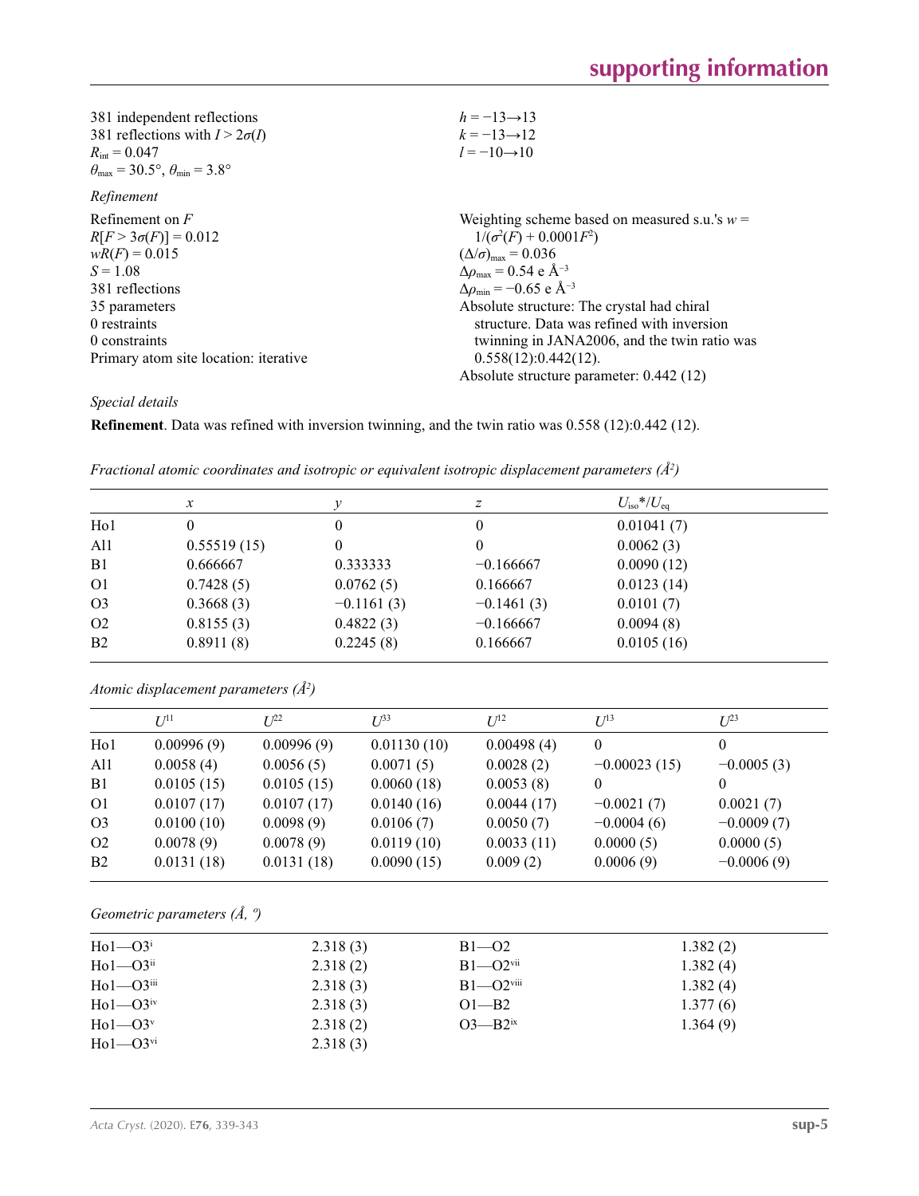381 independent reflections
381 reflections with $I > 2\sigma(I)$
$R_{int} = 0.047$
$\theta_{max} = 30.5°$, $\theta_{min} = 3.8°$
$h = -13 \rightarrow 13$
$k = -13 \rightarrow 12$
$l = -10 \rightarrow 10$

*Refinement*

Refinement on $F$
$R[F > 3\sigma(F)] = 0.012$
$wR(F) = 0.015$
$S = 1.08$
381 reflections
35 parameters
0 restraints
0 constraints
Primary atom site location: iterative
Weighting scheme based on measured s.u.'s $w = 1/(\sigma^2(F) + 0.0001F^2)$
$(\Delta/\sigma)_{max} = 0.036$
$\Delta\rho_{max} = 0.54$ e Å$^{-3}$
$\Delta\rho_{min} = -0.65$ e Å$^{-3}$
Absolute structure: The crystal had chiral structure. Data was refined with inversion twinning in JANA2006, and the twin ratio was 0.558(12):0.442(12).
Absolute structure parameter: 0.442 (12)

*Special details*

**Refinement**. Data was refined with inversion twinning, and the twin ratio was 0.558 (12):0.442 (12).

*Fractional atomic coordinates and isotropic or equivalent isotropic displacement parameters (Å$^2$)*

| | $x$ | $y$ | $z$ | $U_{iso}$*/$U_{eq}$ |
|---|---|---|---|---|
| Ho1 | 0 | 0 | 0 | 0.01041 (7) |
| Al1 | 0.55519 (15) | 0 | 0 | 0.0062 (3) |
| B1 | 0.666667 | 0.333333 | −0.166667 | 0.0090 (12) |
| O1 | 0.7428 (5) | 0.0762 (5) | 0.166667 | 0.0123 (14) |
| O3 | 0.3668 (3) | −0.1161 (3) | −0.1461 (3) | 0.0101 (7) |
| O2 | 0.8155 (3) | 0.4822 (3) | −0.166667 | 0.0094 (8) |
| B2 | 0.8911 (8) | 0.2245 (8) | 0.166667 | 0.0105 (16) |

*Atomic displacement parameters (Å$^2$)*

| | $U^{11}$ | $U^{22}$ | $U^{33}$ | $U^{12}$ | $U^{13}$ | $U^{23}$ |
|---|---|---|---|---|---|---|
| Ho1 | 0.00996 (9) | 0.00996 (9) | 0.01130 (10) | 0.00498 (4) | 0 | 0 |
| Al1 | 0.0058 (4) | 0.0056 (5) | 0.0071 (5) | 0.0028 (2) | −0.00023 (15) | −0.0005 (3) |
| B1 | 0.0105 (15) | 0.0105 (15) | 0.0060 (18) | 0.0053 (8) | 0 | 0 |
| O1 | 0.0107 (17) | 0.0107 (17) | 0.0140 (16) | 0.0044 (17) | −0.0021 (7) | 0.0021 (7) |
| O3 | 0.0100 (10) | 0.0098 (9) | 0.0106 (7) | 0.0050 (7) | −0.0004 (6) | −0.0009 (7) |
| O2 | 0.0078 (9) | 0.0078 (9) | 0.0119 (10) | 0.0033 (11) | 0.0000 (5) | 0.0000 (5) |
| B2 | 0.0131 (18) | 0.0131 (18) | 0.0090 (15) | 0.009 (2) | 0.0006 (9) | −0.0006 (9) |

*Geometric parameters (Å, º)*

| | | | |
|---|---|---|---|
| Ho1—O3$^{i}$ | 2.318 (3) | B1—O2 | 1.382 (2) |
| Ho1—O3$^{ii}$ | 2.318 (2) | B1—O2$^{vii}$ | 1.382 (4) |
| Ho1—O3$^{iii}$ | 2.318 (3) | B1—O2$^{viii}$ | 1.382 (4) |
| Ho1—O3$^{iv}$ | 2.318 (3) | O1—B2 | 1.377 (6) |
| Ho1—O3$^{v}$ | 2.318 (2) | O3—B2$^{ix}$ | 1.364 (9) |
| Ho1—O3$^{vi}$ | 2.318 (3) | | |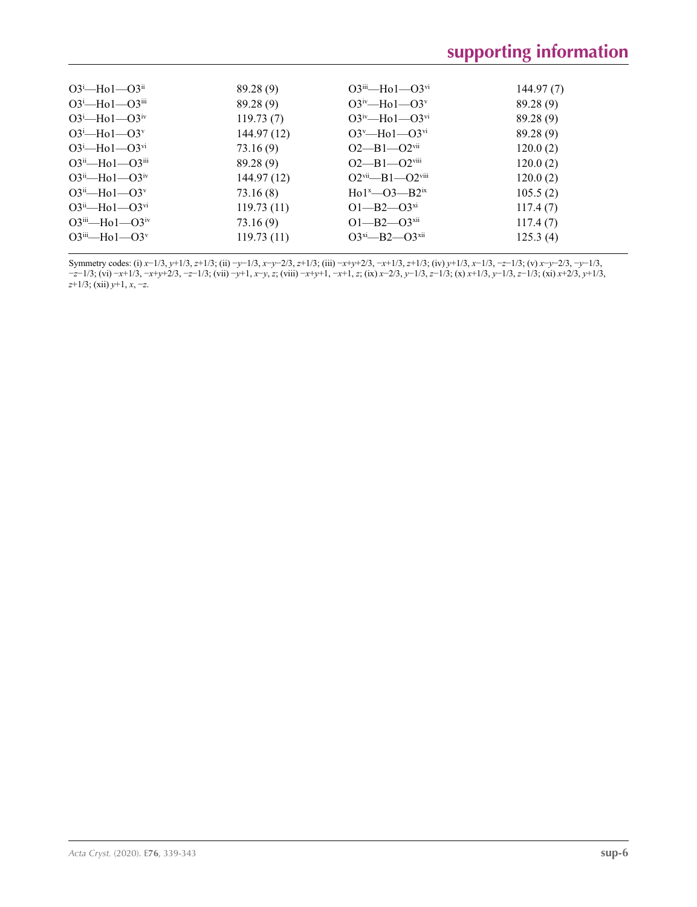| | | | |
|---|---|---|---|
| O3$^{i}$—Ho1—O3$^{ii}$ | 89.28 (9) | O3$^{iii}$—Ho1—O3$^{vi}$ | 144.97 (7) |
| O3$^{i}$—Ho1—O3$^{iii}$ | 89.28 (9) | O3$^{iv}$—Ho1—O3$^{v}$ | 89.28 (9) |
| O3$^{i}$—Ho1—O3$^{iv}$ | 119.73 (7) | O3$^{iv}$—Ho1—O3$^{vi}$ | 89.28 (9) |
| O3$^{i}$—Ho1—O3$^{v}$ | 144.97 (12) | O3$^{v}$—Ho1—O3$^{vi}$ | 89.28 (9) |
| O3$^{i}$—Ho1—O3$^{vi}$ | 73.16 (9) | O2—B1—O2$^{vii}$ | 120.0 (2) |
| O3$^{ii}$—Ho1—O3$^{iii}$ | 89.28 (9) | O2—B1—O2$^{viii}$ | 120.0 (2) |
| O3$^{ii}$—Ho1—O3$^{iv}$ | 144.97 (12) | O2$^{vii}$—B1—O2$^{viii}$ | 120.0 (2) |
| O3$^{ii}$—Ho1—O3$^{v}$ | 73.16 (8) | Ho1$^{x}$—O3—B2$^{ix}$ | 105.5 (2) |
| O3$^{ii}$—Ho1—O3$^{vi}$ | 119.73 (11) | O1—B2—O3$^{xi}$ | 117.4 (7) |
| O3$^{iii}$—Ho1—O3$^{iv}$ | 73.16 (9) | O1—B2—O3$^{xii}$ | 117.4 (7) |
| O3$^{iii}$—Ho1—O3$^{v}$ | 119.73 (11) | O3$^{xi}$—B2—O3$^{xii}$ | 125.3 (4) |

Symmetry codes: (i) $x-1/3, y+1/3, z+1/3$; (ii) $-y-1/3, x-y-2/3, z+1/3$; (iii) $-x+y+2/3, -x+1/3, z+1/3$; (iv) $y+1/3, x-1/3, -z-1/3$; (v) $x-y-2/3, -y-1/3, -z-1/3$; (vi) $-x+1/3, -x+y+2/3, -z-1/3$; (vii) $-y+1, x-y, z$; (viii) $-x+y+1, -x+1, z$; (ix) $x-2/3, y-1/3, z-1/3$; (x) $x+1/3, y-1/3, z-1/3$; (xi) $x+2/3, y+1/3, z+1/3$; (xii) $y+1, x, -z$.